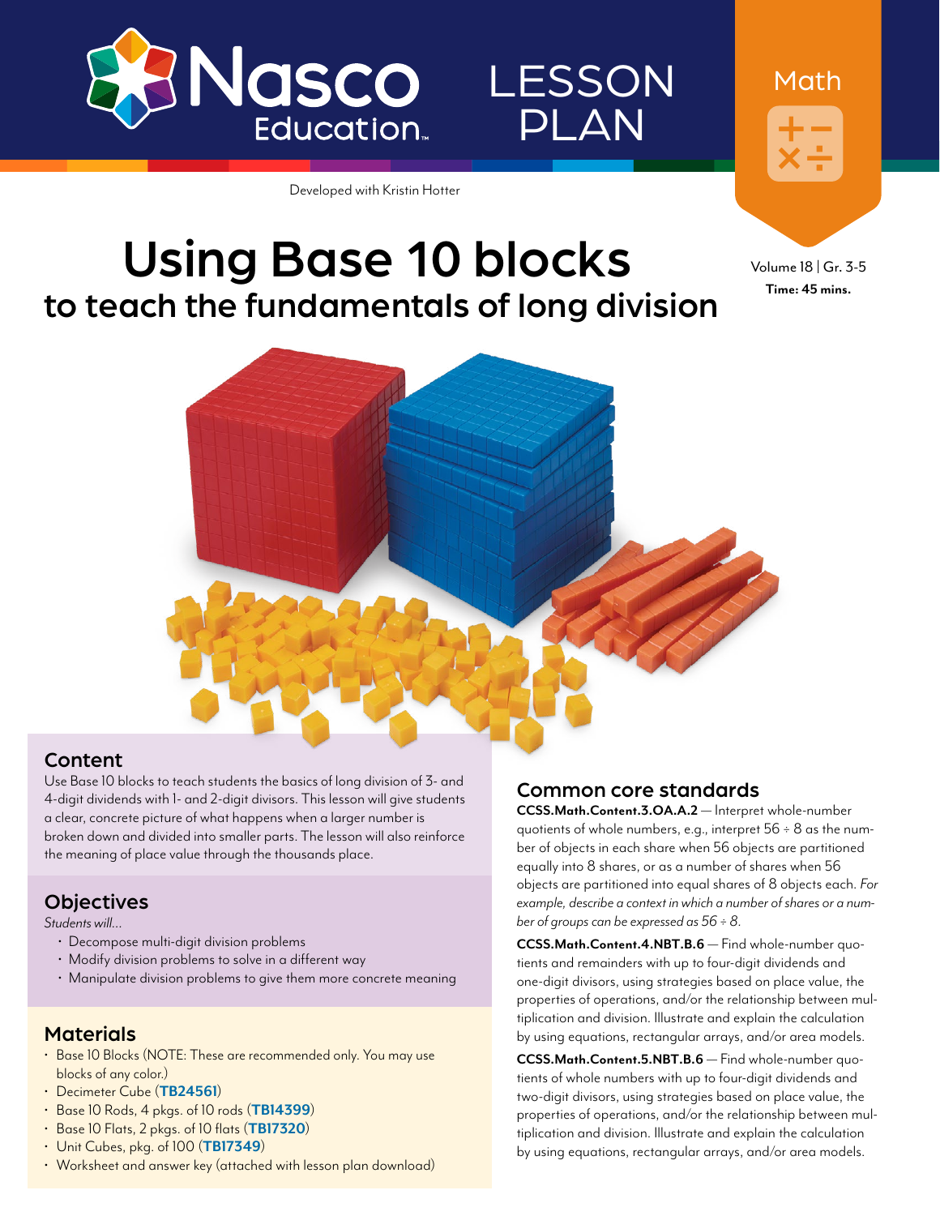Nasco Education

LESSON PLAN

Math

Developed with Kristin Hotter

# Using Base 10 blocks
## to teach the fundamentals of long division

Volume 18 | Gr. 3-5
**Time: 45 mins.**

### Content

Use Base 10 blocks to teach students the basics of long division of 3- and 4-digit dividends with 1- and 2-digit divisors. This lesson will give students a clear, concrete picture of what happens when a larger number is broken down and divided into smaller parts. The lesson will also reinforce the meaning of place value through the thousands place.

### Objectives

*Students will...*

- Decompose multi-digit division problems
- Modify division problems to solve in a different way
- Manipulate division problems to give them more concrete meaning

### Materials

- Base 10 Blocks (NOTE: These are recommended only. You may use blocks of any color.)
- Decimeter Cube (**TB24561**)
- Base 10 Rods, 4 pkgs. of 10 rods (**TB14399**)
- Base 10 Flats, 2 pkgs. of 10 flats (**TB17320**)
- Unit Cubes, pkg. of 100 (**TB17349**)
- Worksheet and answer key (attached with lesson plan download)

### Common core standards

**CCSS.Math.Content.3.OA.A.2** — Interpret whole-number quotients of whole numbers, e.g., interpret 56 ÷ 8 as the number of objects in each share when 56 objects are partitioned equally into 8 shares, or as a number of shares when 56 objects are partitioned into equal shares of 8 objects each. *For example, describe a context in which a number of shares or a number of groups can be expressed as 56 ÷ 8.*

**CCSS.Math.Content.4.NBT.B.6** — Find whole-number quotients and remainders with up to four-digit dividends and one-digit divisors, using strategies based on place value, the properties of operations, and/or the relationship between multiplication and division. Illustrate and explain the calculation by using equations, rectangular arrays, and/or area models.

**CCSS.Math.Content.5.NBT.B.6** — Find whole-number quotients of whole numbers with up to four-digit dividends and two-digit divisors, using strategies based on place value, the properties of operations, and/or the relationship between multiplication and division. Illustrate and explain the calculation by using equations, rectangular arrays, and/or area models.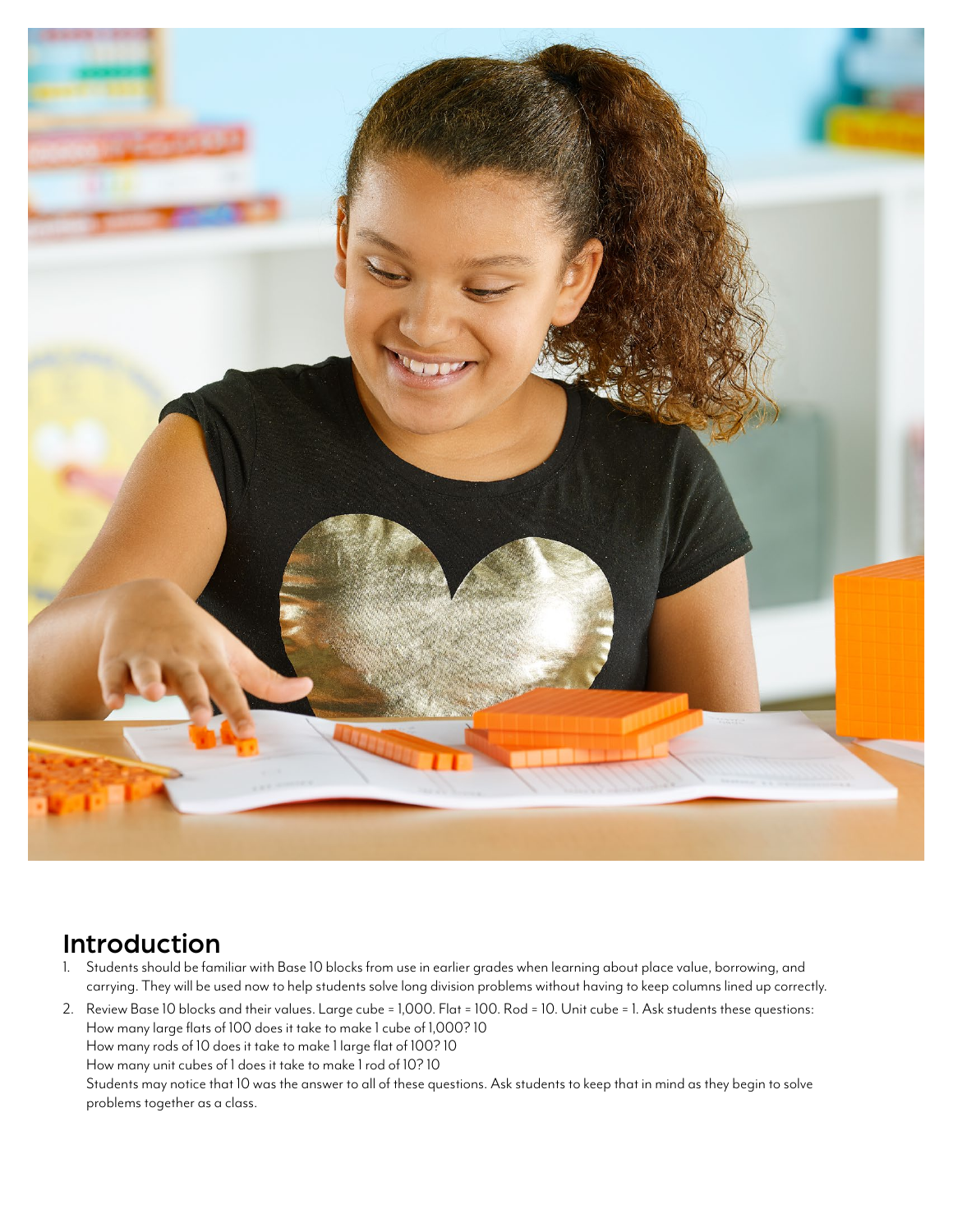## Introduction

1. Students should be familiar with Base 10 blocks from use in earlier grades when learning about place value, borrowing, and carrying. They will be used now to help students solve long division problems without having to keep columns lined up correctly.
2. Review Base 10 blocks and their values. Large cube = 1,000. Flat = 100. Rod = 10. Unit cube = 1. Ask students these questions:
   How many large flats of 100 does it take to make 1 cube of 1,000? 10
   How many rods of 10 does it take to make 1 large flat of 100? 10
   How many unit cubes of 1 does it take to make 1 rod of 10? 10
   Students may notice that 10 was the answer to all of these questions. Ask students to keep that in mind as they begin to solve problems together as a class.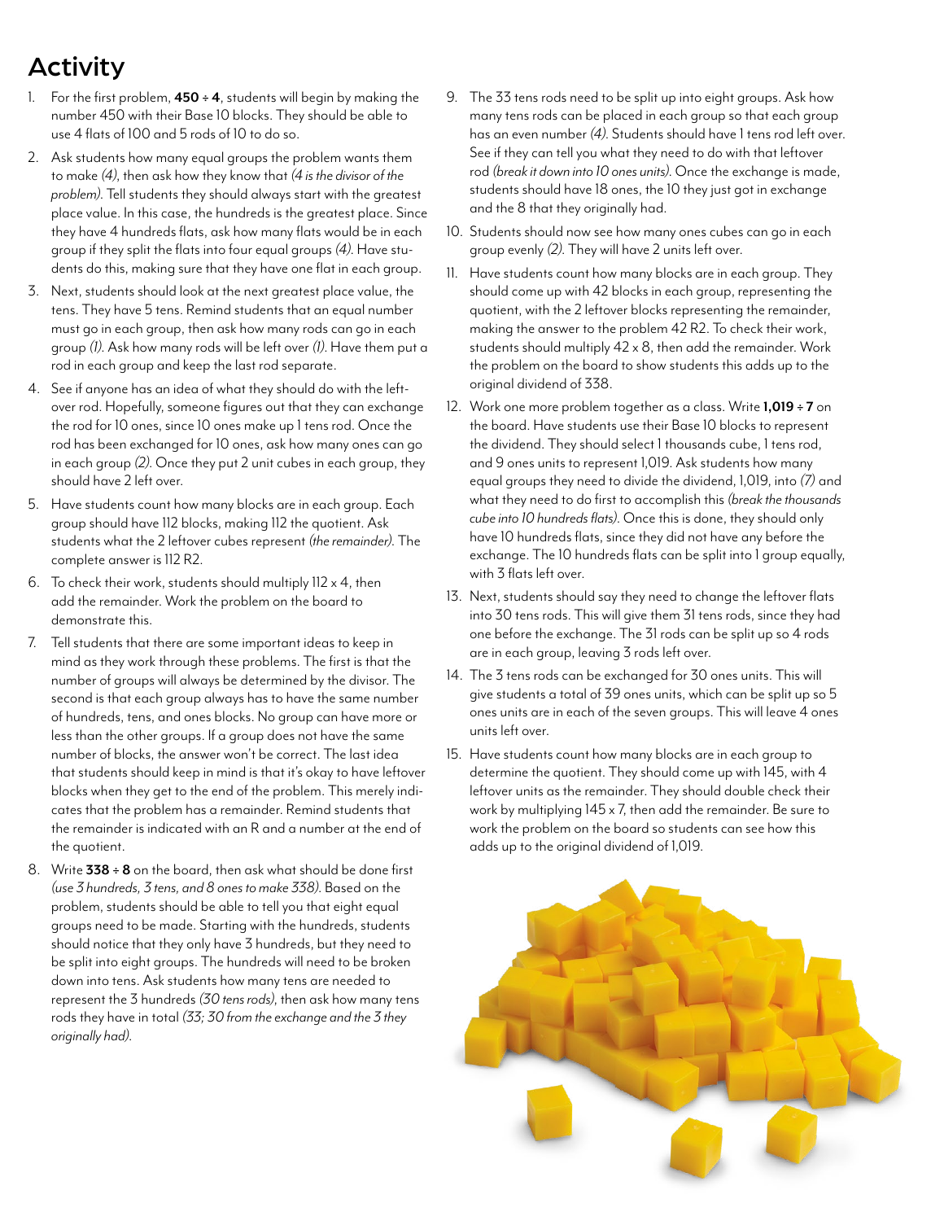# Activity

1. For the first problem, **450 ÷ 4**, students will begin by making the number 450 with their Base 10 blocks. They should be able to use 4 flats of 100 and 5 rods of 10 to do so.
2. Ask students how many equal groups the problem wants them to make *(4)*, then ask how they know that *(4 is the divisor of the problem)*. Tell students they should always start with the greatest place value. In this case, the hundreds is the greatest place. Since they have 4 hundreds flats, ask how many flats would be in each group if they split the flats into four equal groups *(4)*. Have students do this, making sure that they have one flat in each group.
3. Next, students should look at the next greatest place value, the tens. They have 5 tens. Remind students that an equal number must go in each group, then ask how many rods can go in each group *(1)*. Ask how many rods will be left over *(1)*. Have them put a rod in each group and keep the last rod separate.
4. See if anyone has an idea of what they should do with the leftover rod. Hopefully, someone figures out that they can exchange the rod for 10 ones, since 10 ones make up 1 tens rod. Once the rod has been exchanged for 10 ones, ask how many ones can go in each group *(2)*. Once they put 2 unit cubes in each group, they should have 2 left over.
5. Have students count how many blocks are in each group. Each group should have 112 blocks, making 112 the quotient. Ask students what the 2 leftover cubes represent *(the remainder)*. The complete answer is 112 R2.
6. To check their work, students should multiply 112 x 4, then add the remainder. Work the problem on the board to demonstrate this.
7. Tell students that there are some important ideas to keep in mind as they work through these problems. The first is that the number of groups will always be determined by the divisor. The second is that each group always has to have the same number of hundreds, tens, and ones blocks. No group can have more or less than the other groups. If a group does not have the same number of blocks, the answer won't be correct. The last idea that students should keep in mind is that it's okay to have leftover blocks when they get to the end of the problem. This merely indicates that the problem has a remainder. Remind students that the remainder is indicated with an R and a number at the end of the quotient.
8. Write **338 ÷ 8** on the board, then ask what should be done first *(use 3 hundreds, 3 tens, and 8 ones to make 338)*. Based on the problem, students should be able to tell you that eight equal groups need to be made. Starting with the hundreds, students should notice that they only have 3 hundreds, but they need to be split into eight groups. The hundreds will need to be broken down into tens. Ask students how many tens are needed to represent the 3 hundreds *(30 tens rods)*, then ask how many tens rods they have in total *(33; 30 from the exchange and the 3 they originally had)*.
9. The 33 tens rods need to be split up into eight groups. Ask how many tens rods can be placed in each group so that each group has an even number *(4)*. Students should have 1 tens rod left over. See if they can tell you what they need to do with that leftover rod *(break it down into 10 ones units)*. Once the exchange is made, students should have 18 ones, the 10 they just got in exchange and the 8 that they originally had.
10. Students should now see how many ones cubes can go in each group evenly *(2)*. They will have 2 units left over.
11. Have students count how many blocks are in each group. They should come up with 42 blocks in each group, representing the quotient, with the 2 leftover blocks representing the remainder, making the answer to the problem 42 R2. To check their work, students should multiply 42 x 8, then add the remainder. Work the problem on the board to show students this adds up to the original dividend of 338.
12. Work one more problem together as a class. Write **1,019 ÷ 7** on the board. Have students use their Base 10 blocks to represent the dividend. They should select 1 thousands cube, 1 tens rod, and 9 ones units to represent 1,019. Ask students how many equal groups they need to divide the dividend, 1,019, into *(7)* and what they need to do first to accomplish this *(break the thousands cube into 10 hundreds flats)*. Once this is done, they should only have 10 hundreds flats, since they did not have any before the exchange. The 10 hundreds flats can be split into 1 group equally, with 3 flats left over.
13. Next, students should say they need to change the leftover flats into 30 tens rods. This will give them 31 tens rods, since they had one before the exchange. The 31 rods can be split up so 4 rods are in each group, leaving 3 rods left over.
14. The 3 tens rods can be exchanged for 30 ones units. This will give students a total of 39 ones units, which can be split up so 5 ones units are in each of the seven groups. This will leave 4 ones units left over.
15. Have students count how many blocks are in each group to determine the quotient. They should come up with 145, with 4 leftover units as the remainder. They should double check their work by multiplying 145 x 7, then add the remainder. Be sure to work the problem on the board so students can see how this adds up to the original dividend of 1,019.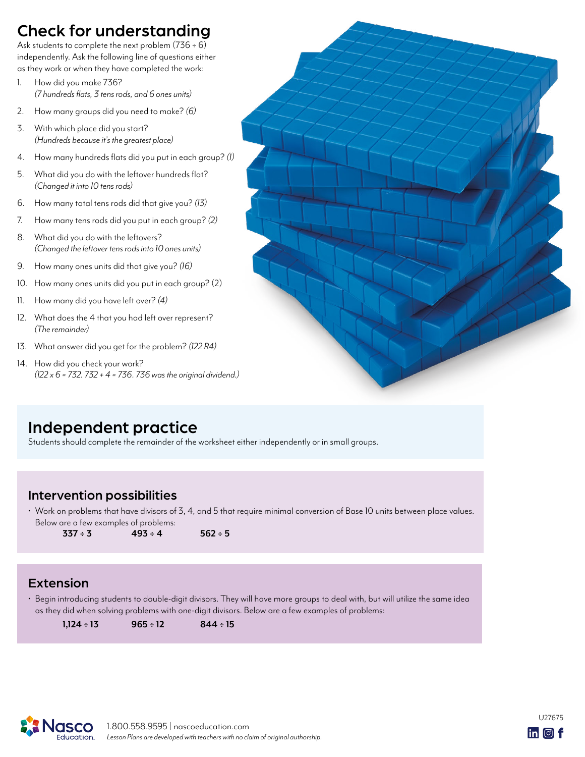## Check for understanding

Ask students to complete the next problem (736 ÷ 6) independently. Ask the following line of questions either as they work or when they have completed the work:

1. How did you make 736?
   *(7 hundreds flats, 3 tens rods, and 6 ones units)*
2. How many groups did you need to make? *(6)*
3. With which place did you start?
   *(Hundreds because it's the greatest place)*
4. How many hundreds flats did you put in each group? *(1)*
5. What did you do with the leftover hundreds flat?
   *(Changed it into 10 tens rods)*
6. How many total tens rods did that give you? *(13)*
7. How many tens rods did you put in each group? *(2)*
8. What did you do with the leftovers?
   *(Changed the leftover tens rods into 10 ones units)*
9. How many ones units did that give you? *(16)*
10. How many ones units did you put in each group? (2)
11. How many did you have left over? *(4)*
12. What does the 4 that you had left over represent?
    *(The remainder)*
13. What answer did you get for the problem? *(122 R4)*
14. How did you check your work?
    *(122 x 6 = 732. 732 + 4 = 736. 736 was the original dividend.)*

## Independent practice

Students should complete the remainder of the worksheet either independently or in small groups.

### Intervention possibilities

- Work on problems that have divisors of 3, 4, and 5 that require minimal conversion of Base 10 units between place values. Below are a few examples of problems:

  **337 ÷ 3**  **493 ÷ 4**  **562 ÷ 5**

### Extension

- Begin introducing students to double-digit divisors. They will have more groups to deal with, but will utilize the same idea as they did when solving problems with one-digit divisors. Below are a few examples of problems:

  **1,124 ÷ 13**  **965 ÷ 12**  **844 ÷ 15**

1.800.558.9595 | nascoeducation.com

*Lesson Plans are developed with teachers with no claim of original authorship.*

U27675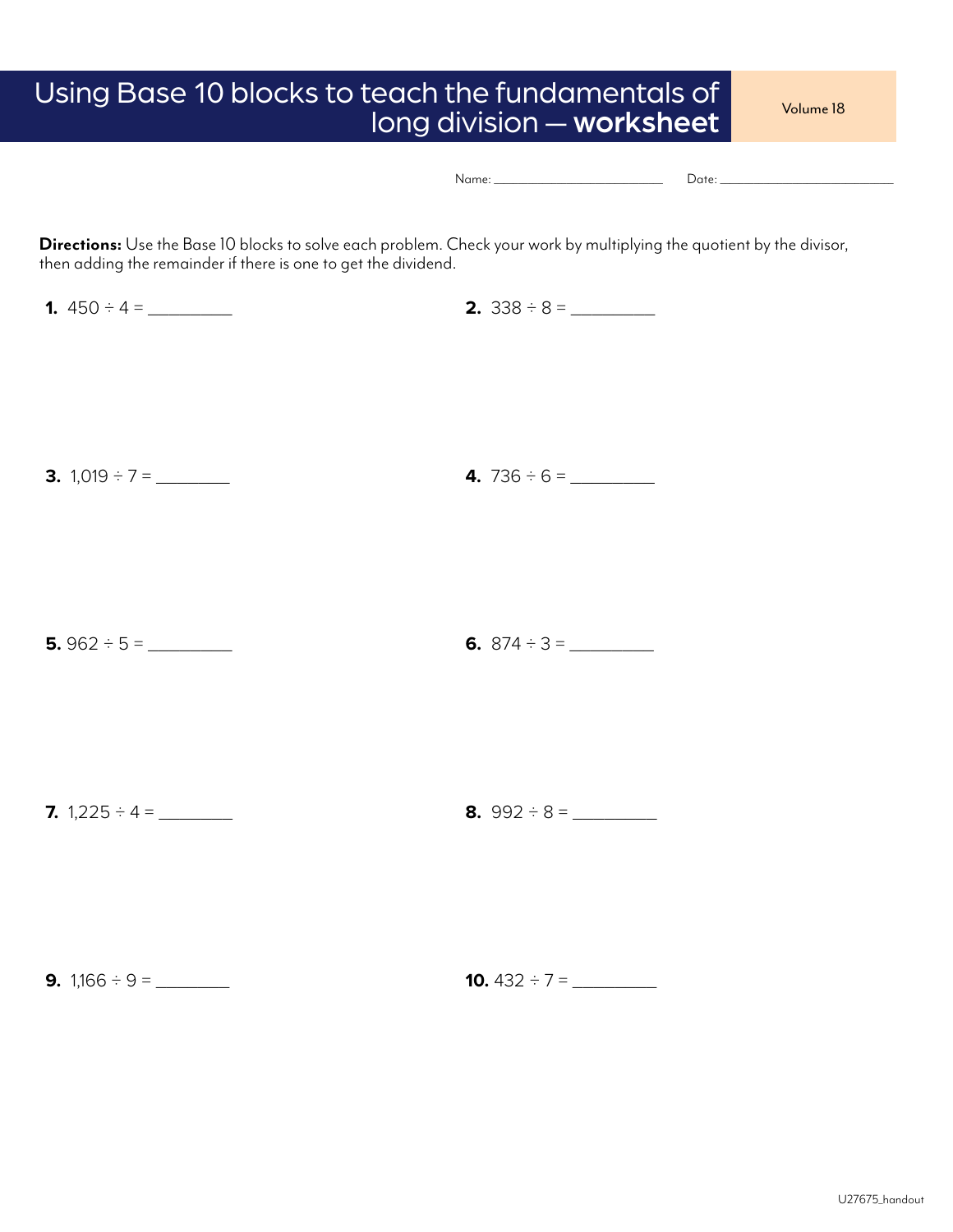# Using Base 10 blocks to teach the fundamentals of long division — **worksheet**

Volume 18

Name: ______________________ Date: ______________________

**Directions:** Use the Base 10 blocks to solve each problem. Check your work by multiplying the quotient by the divisor, then adding the remainder if there is one to get the dividend.

**1.** 450 ÷ 4 = _________

**2.** 338 ÷ 8 = _________

**3.** 1,019 ÷ 7 = _________

**4.** 736 ÷ 6 = _________

**5.** 962 ÷ 5 = _________

**6.** 874 ÷ 3 = _________

**7.** 1,225 ÷ 4 = _________

**8.** 992 ÷ 8 = _________

**9.** 1,166 ÷ 9 = _________

**10.** 432 ÷ 7 = _________

U27675_handout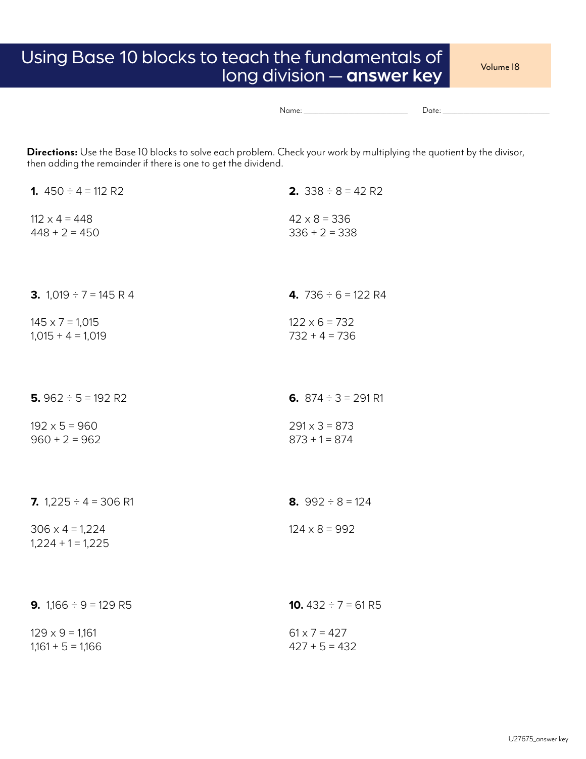# Using Base 10 blocks to teach the fundamentals of long division — **answer key**

Volume 18

Name: ________________________ Date: ________________________

**Directions:** Use the Base 10 blocks to solve each problem. Check your work by multiplying the quotient by the divisor, then adding the remainder if there is one to get the dividend.

**1.** 450 ÷ 4 = 112 R2

112 x 4 = 448
448 + 2 = 450

**2.** 338 ÷ 8 = 42 R2

42 x 8 = 336
336 + 2 = 338

**3.** 1,019 ÷ 7 = 145 R 4

145 x 7 = 1,015
1,015 + 4 = 1,019

**4.** 736 ÷ 6 = 122 R4

122 x 6 = 732
732 + 4 = 736

**5.** 962 ÷ 5 = 192 R2

192 x 5 = 960
960 + 2 = 962

**6.** 874 ÷ 3 = 291 R1

291 x 3 = 873
873 + 1 = 874

**7.** 1,225 ÷ 4 = 306 R1

306 x 4 = 1,224
1,224 + 1 = 1,225

**8.** 992 ÷ 8 = 124

124 x 8 = 992

**9.** 1,166 ÷ 9 = 129 R5

129 x 9 = 1,161
1,161 + 5 = 1,166

**10.** 432 ÷ 7 = 61 R5

61 x 7 = 427
427 + 5 = 432

U27675_answer key